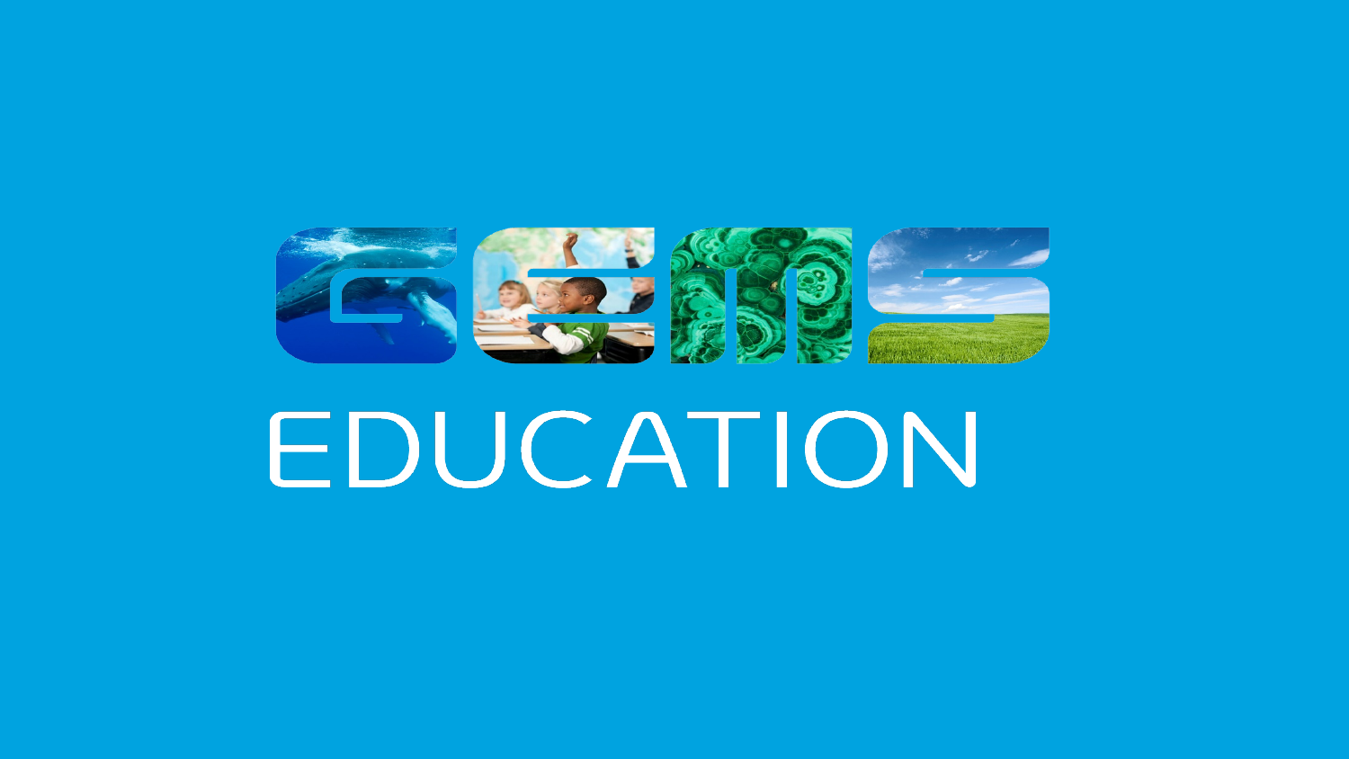# GEMS

## EDUCATION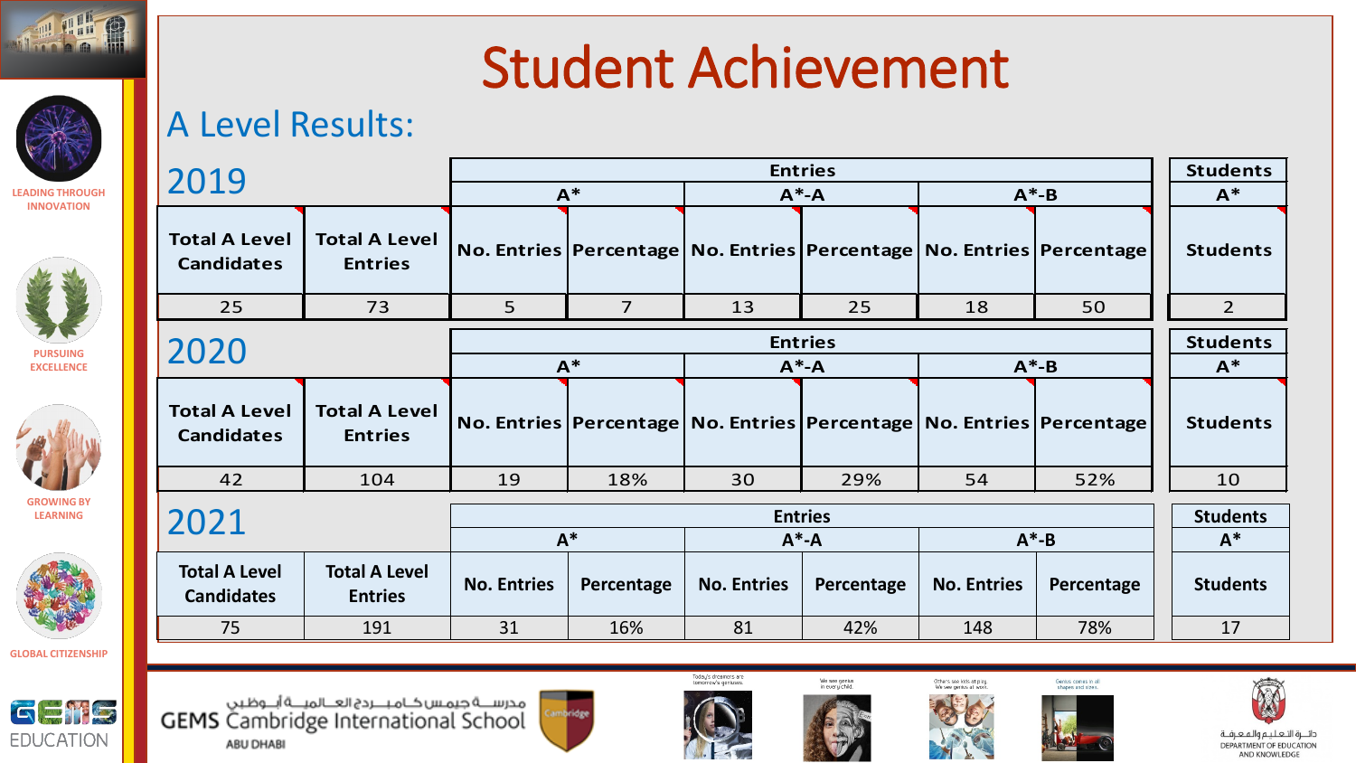# Student Achievement

## A Level Results:

### 2019

| Total A Level Candidates | Total A Level Entries | Entries: A* No. Entries | Entries: A* Percentage | Entries: A*-A No. Entries | Entries: A*-A Percentage | Entries: A*-B No. Entries | Entries: A*-B Percentage | Students A* Students |
|---|---|---|---|---|---|---|---|---|
| 25 | 73 | 5 | 7 | 13 | 25 | 18 | 50 | 2 |

### 2020

| Total A Level Candidates | Total A Level Entries | Entries: A* No. Entries | Entries: A* Percentage | Entries: A*-A No. Entries | Entries: A*-A Percentage | Entries: A*-B No. Entries | Entries: A*-B Percentage | Students A* Students |
|---|---|---|---|---|---|---|---|---|
| 42 | 104 | 19 | 18% | 30 | 29% | 54 | 52% | 10 |

### 2021

| Total A Level Candidates | Total A Level Entries | Entries: A* No. Entries | Entries: A* Percentage | Entries: A*-A No. Entries | Entries: A*-A Percentage | Entries: A*-B No. Entries | Entries: A*-B Percentage | Students A* Students |
|---|---|---|---|---|---|---|---|---|
| 75 | 191 | 31 | 16% | 81 | 42% | 148 | 78% | 17 |

LEADING THROUGH INNOVATION

PURSUING EXCELLENCE

GROWING BY LEARNING

GLOBAL CITIZENSHIP

GEMS EDUCATION

مدرسة جيمس كامبردج العالمية أبوظبي

GEMS Cambridge International School

ABU DHABI

DEPARTMENT OF EDUCATION AND KNOWLEDGE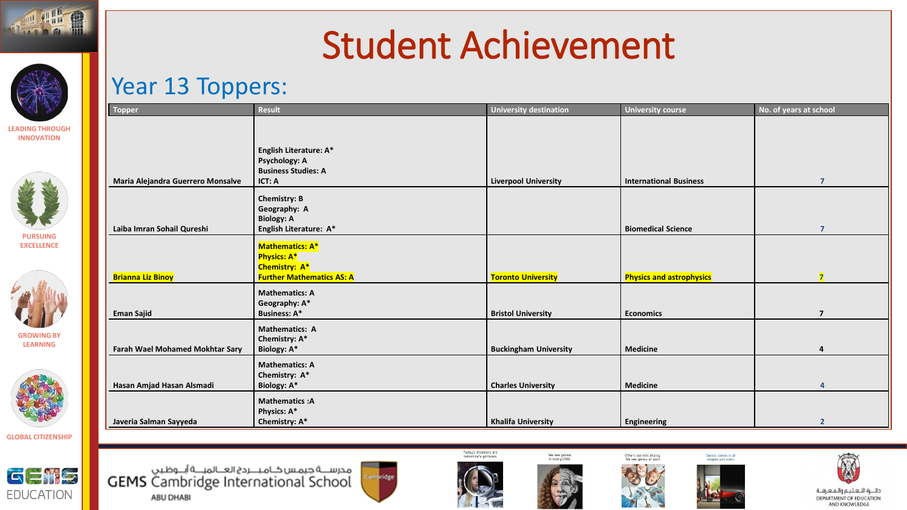# Student Achievement

## Year 13 Toppers:

| Topper | Result | University destination | University course | No. of years at school |
|---|---|---|---|---|
| Maria Alejandra Guerrero Monsalve | English Literature: A*<br>Psychology: A<br>Business Studies: A<br>ICT: A | Liverpool University | International Business | 7 |
| Laiba Imran Sohail Qureshi | Chemistry: B<br>Geography: A<br>Biology: A<br>English Literature: A* | | Biomedical Science | 7 |
| Brianna Liz Binoy | Mathematics: A*<br>Physics: A*<br>Chemistry: A*<br>Further Mathematics AS: A | Toronto University | Physics and astrophysics | 7 |
| Eman Sajid | Mathematics: A<br>Geography: A*<br>Business: A* | Bristol University | Economics | 7 |
| Farah Wael Mohamed Mokhtar Sary | Mathematics: A<br>Chemistry: A*<br>Biology: A* | Buckingham University | Medicine | 4 |
| Hasan Amjad Hasan Alsmadi | Mathematics: A<br>Chemistry: A*<br>Biology: A* | Charles University | Medicine | 4 |
| Javeria Salman Sayyeda | Mathematics :A<br>Physics: A*<br>Chemistry: A* | Khalifa University | Engineering | 2 |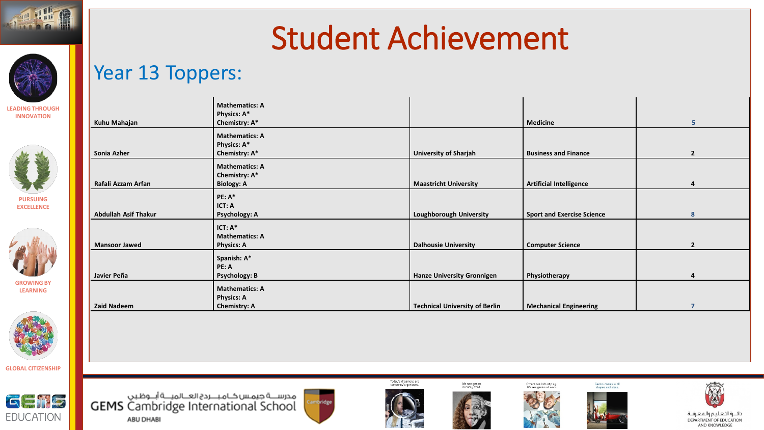# Student Achievement

## Year 13 Toppers:

| | | | | |
|---|---|---|---|---|
| Kuhu Mahajan | Mathematics: A<br>Physics: A*<br>Chemistry: A* | | Medicine | 5 |
| Sonia Azher | Mathematics: A<br>Physics: A*<br>Chemistry: A* | University of Sharjah | Business and Finance | 2 |
| Rafali Azzam Arfan | Mathematics: A<br>Chemistry: A*<br>Biology: A | Maastricht University | Artificial Intelligence | 4 |
| Abdullah Asif Thakur | PE: A*<br>ICT: A<br>Psychology: A | Loughborough University | Sport and Exercise Science | 8 |
| Mansoor Jawed | ICT: A*<br>Mathematics: A<br>Physics: A | Dalhousie University | Computer Science | 2 |
| Javier Peña | Spanish: A*<br>PE: A<br>Psychology: B | Hanze University Gronnigen | Physiotherapy | 4 |
| Zaid Nadeem | Mathematics: A<br>Physics: A<br>Chemistry: A | Technical University of Berlin | Mechanical Engineering | 7 |

LEADING THROUGH INNOVATION

PURSUING EXCELLENCE

GROWING BY LEARNING

GLOBAL CITIZENSHIP

GEMS EDUCATION

مدرسة جيمس كامبردج العالمية أبوظبي
GEMS Cambridge International School
ABU DHABI

دائرة التعليم والمعرفة
DEPARTMENT OF EDUCATION AND KNOWLEDGE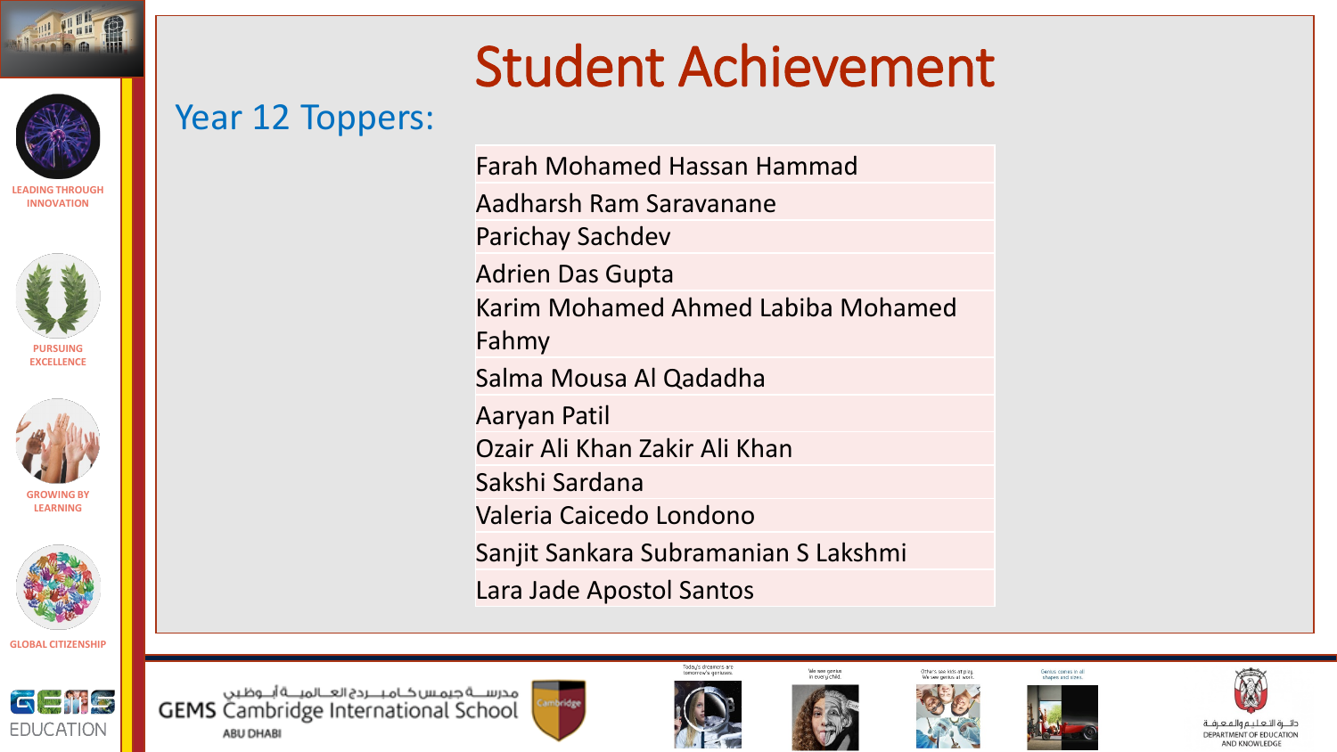# Student Achievement

## Year 12 Toppers:

| |
|---|
| Farah Mohamed Hassan Hammad |
| Aadharsh Ram Saravanane |
| Parichay Sachdev |
| Adrien Das Gupta |
| Karim Mohamed Ahmed Labiba Mohamed Fahmy |
| Salma Mousa Al Qadadha |
| Aaryan Patil |
| Ozair Ali Khan Zakir Ali Khan |
| Sakshi Sardana |
| Valeria Caicedo Londono |
| Sanjit Sankara Subramanian S Lakshmi |
| Lara Jade Apostol Santos |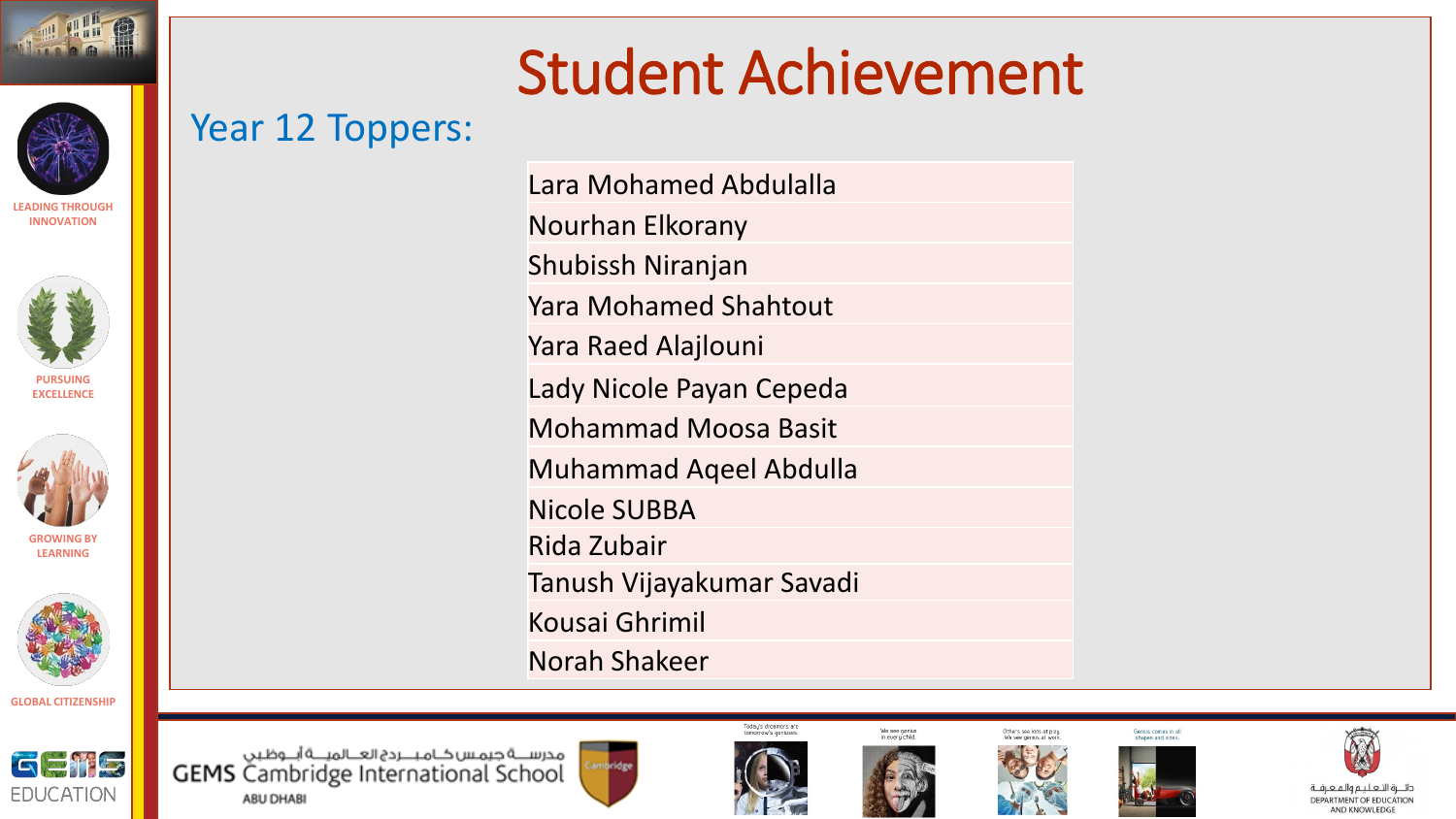# Student Achievement

## Year 12 Toppers:

| |
|---|
| Lara Mohamed Abdulalla |
| Nourhan Elkorany |
| Shubissh Niranjan |
| Yara Mohamed Shahtout |
| Yara Raed Alajlouni |
| Lady Nicole Payan Cepeda |
| Mohammad Moosa Basit |
| Muhammad Aqeel Abdulla |
| Nicole SUBBA |
| Rida Zubair |
| Tanush Vijayakumar Savadi |
| Kousai Ghrimil |
| Norah Shakeer |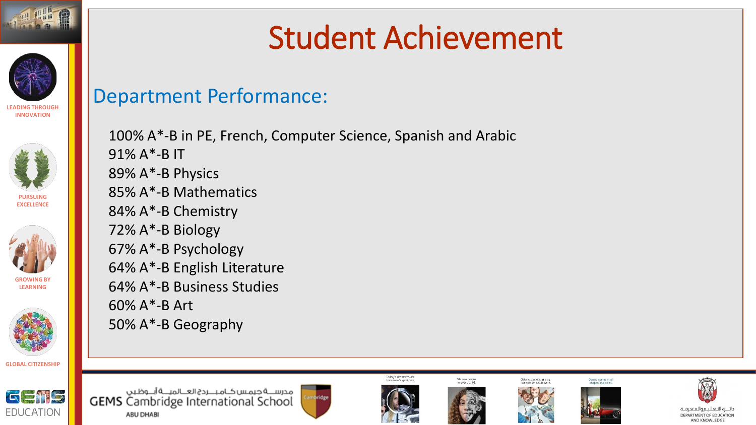# Student Achievement

## Department Performance:

100% A*-B in PE, French, Computer Science, Spanish and Arabic
91% A*-B IT
89% A*-B Physics
85% A*-B Mathematics
84% A*-B Chemistry
72% A*-B Biology
67% A*-B Psychology
64% A*-B English Literature
64% A*-B Business Studies
60% A*-B Art
50% A*-B Geography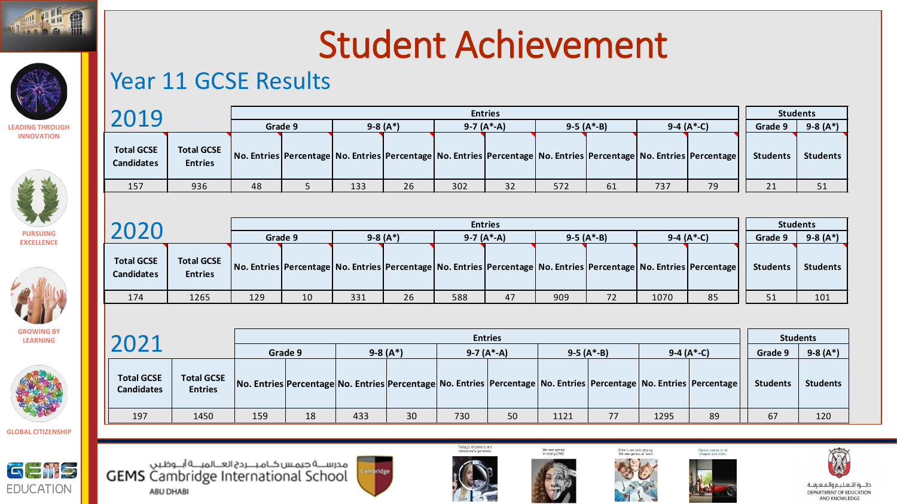# Student Achievement

## Year 11 GCSE Results

### 2019

| Total GCSE Candidates | Total GCSE Entries | Entries | | | | | | | | | | Students | |
|---|---|---|---|---|---|---|---|---|---|---|---|---|---|
| | | Grade 9 | | 9-8 (A*) | | 9-7 (A*-A) | | 9-5 (A*-B) | | 9-4 (A*-C) | | Grade 9 | 9-8 (A*) |
| | | No. Entries | Percentage | No. Entries | Percentage | No. Entries | Percentage | No. Entries | Percentage | No. Entries | Percentage | Students | Students |
| 157 | 936 | 48 | 5 | 133 | 26 | 302 | 32 | 572 | 61 | 737 | 79 | 21 | 51 |

### 2020

| Total GCSE Candidates | Total GCSE Entries | Entries | | | | | | | | | | Students | |
|---|---|---|---|---|---|---|---|---|---|---|---|---|---|
| | | Grade 9 | | 9-8 (A*) | | 9-7 (A*-A) | | 9-5 (A*-B) | | 9-4 (A*-C) | | Grade 9 | 9-8 (A*) |
| | | No. Entries | Percentage | No. Entries | Percentage | No. Entries | Percentage | No. Entries | Percentage | No. Entries | Percentage | Students | Students |
| 174 | 1265 | 129 | 10 | 331 | 26 | 588 | 47 | 909 | 72 | 1070 | 85 | 51 | 101 |

### 2021

| Total GCSE Candidates | Total GCSE Entries | Entries | | | | | | | | | | Students | |
|---|---|---|---|---|---|---|---|---|---|---|---|---|---|
| | | Grade 9 | | 9-8 (A*) | | 9-7 (A*-A) | | 9-5 (A*-B) | | 9-4 (A*-C) | | Grade 9 | 9-8 (A*) |
| | | No. Entries | Percentage | No. Entries | Percentage | No. Entries | Percentage | No. Entries | Percentage | No. Entries | Percentage | Students | Students |
| 197 | 1450 | 159 | 18 | 433 | 30 | 730 | 50 | 1121 | 77 | 1295 | 89 | 67 | 120 |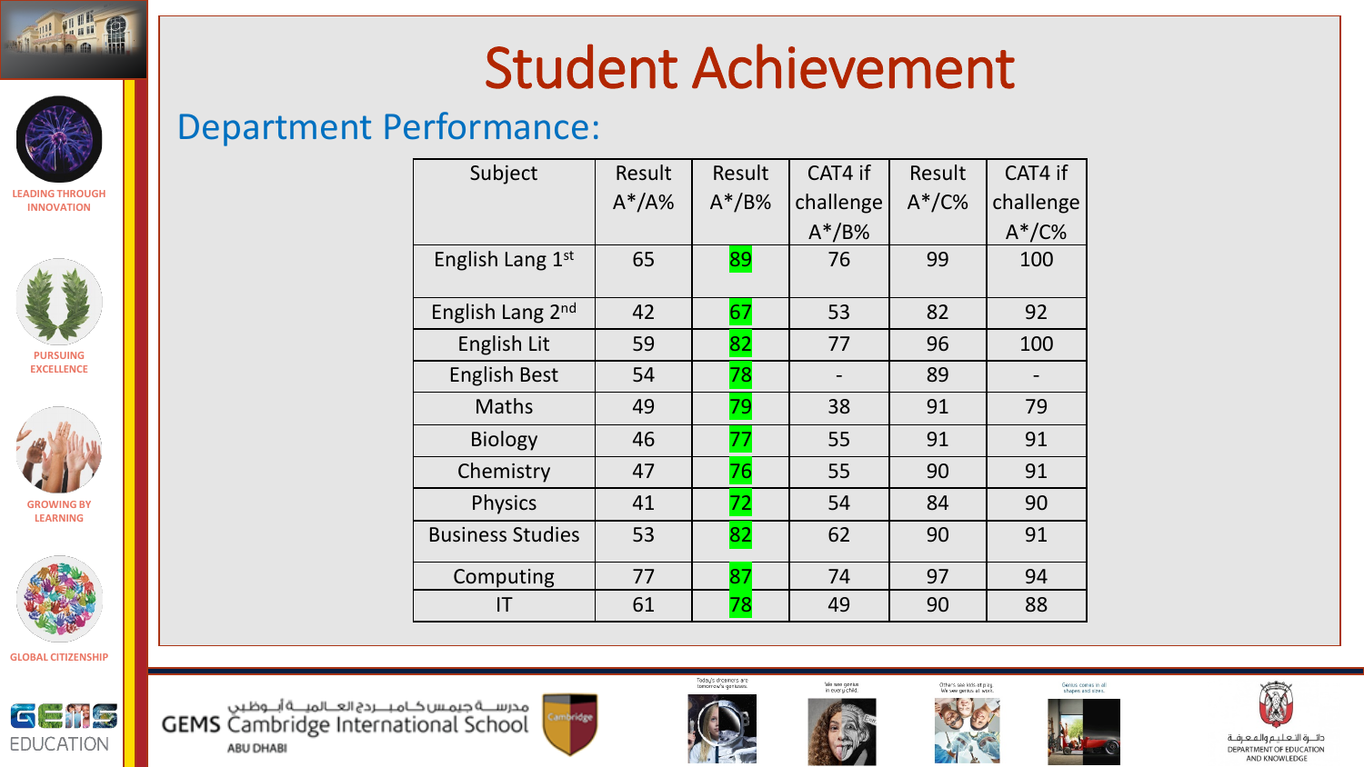# Student Achievement

## Department Performance:

| Subject | Result A*/A% | Result A*/B% | CAT4 if challenge A*/B% | Result A*/C% | CAT4 if challenge A*/C% |
|---|---|---|---|---|---|
| English Lang 1st | 65 | 89 | 76 | 99 | 100 |
| English Lang 2nd | 42 | 67 | 53 | 82 | 92 |
| English Lit | 59 | 82 | 77 | 96 | 100 |
| English Best | 54 | 78 | - | 89 | - |
| Maths | 49 | 79 | 38 | 91 | 79 |
| Biology | 46 | 77 | 55 | 91 | 91 |
| Chemistry | 47 | 76 | 55 | 90 | 91 |
| Physics | 41 | 72 | 54 | 84 | 90 |
| Business Studies | 53 | 82 | 62 | 90 | 91 |
| Computing | 77 | 87 | 74 | 97 | 94 |
| IT | 61 | 78 | 49 | 90 | 88 |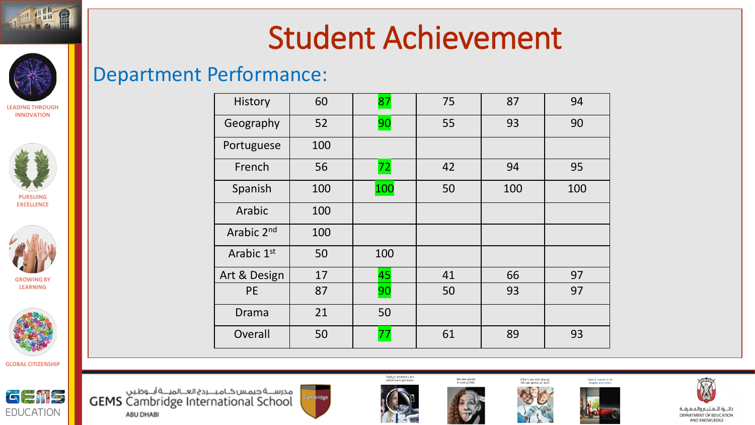# Student Achievement

## Department Performance:

| | | | | | |
|---|---|---|---|---|---|
| History | 60 | 87 | 75 | 87 | 94 |
| Geography | 52 | 90 | 55 | 93 | 90 |
| Portuguese | 100 | | | | |
| French | 56 | 72 | 42 | 94 | 95 |
| Spanish | 100 | 100 | 50 | 100 | 100 |
| Arabic | 100 | | | | |
| Arabic 2nd | 100 | | | | |
| Arabic 1st | 50 | 100 | | | |
| Art & Design | 17 | 45 | 41 | 66 | 97 |
| PE | 87 | 90 | 50 | 93 | 97 |
| Drama | 21 | 50 | | | |
| Overall | 50 | 77 | 61 | 89 | 93 |

LEADING THROUGH INNOVATION

PURSUING EXCELLENCE

GROWING BY LEARNING

GLOBAL CITIZENSHIP

GEMS EDUCATION

مدرسة جيمس كامبردج العالمية أبوظبي

GEMS Cambridge International School

ABU DHABI

دائرة التعليم والمعرفة

DEPARTMENT OF EDUCATION AND KNOWLEDGE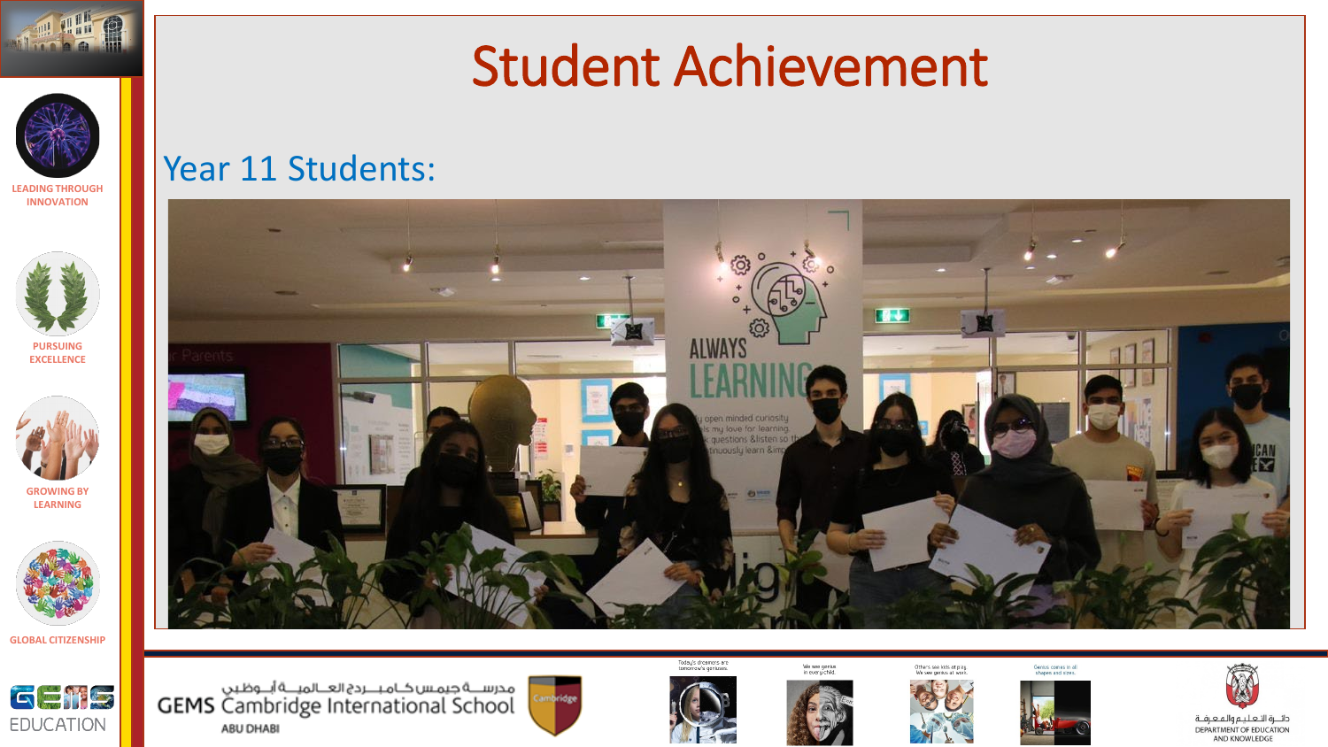# Student Achievement

## Year 11 Students: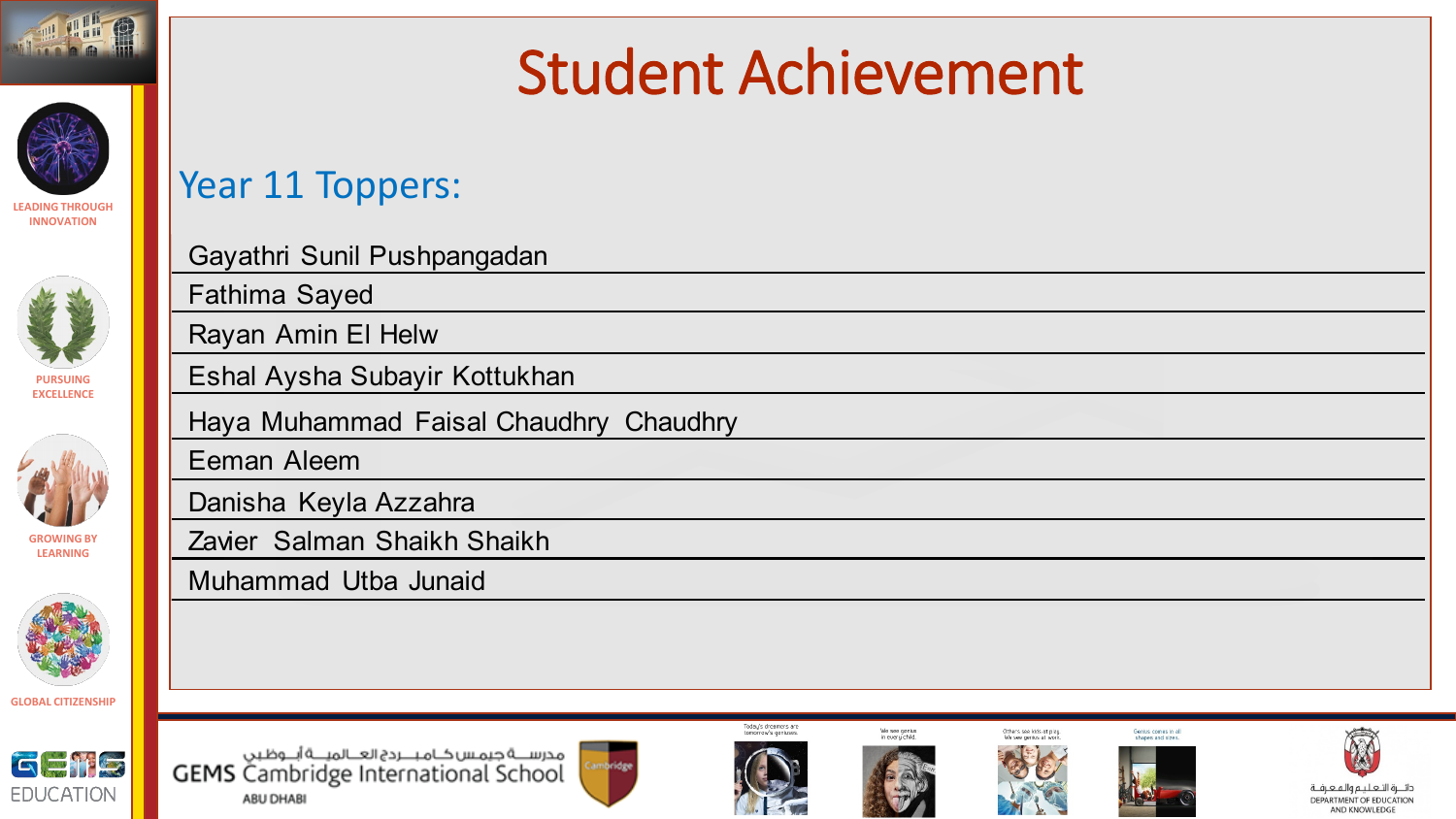# Student Achievement

## Year 11 Toppers:

- Gayathri Sunil Pushpangadan
- Fathima Sayed
- Rayan Amin El Helw
- Eshal Aysha Subayir Kottukhan
- Haya Muhammad Faisal Chaudhry Chaudhry
- Eeman Aleem
- Danisha Keyla Azzahra
- Zavier Salman Shaikh Shaikh
- Muhammad Utba Junaid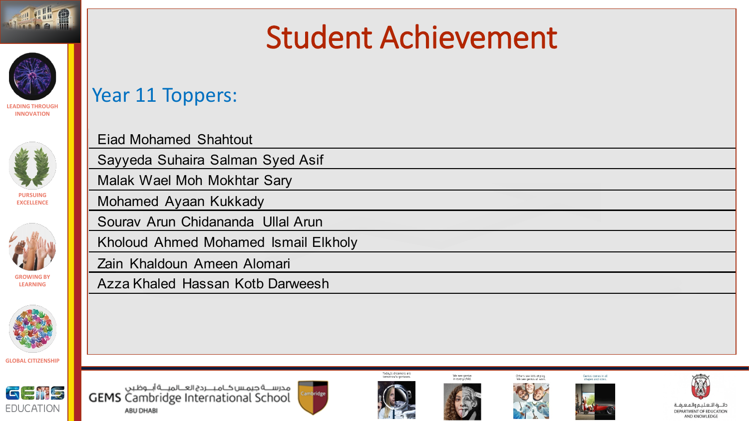# Student Achievement

## Year 11 Toppers:

| |
|---|
| Eiad Mohamed Shahtout |
| Sayyeda Suhaira Salman Syed Asif |
| Malak Wael Moh Mokhtar Sary |
| Mohamed Ayaan Kukkady |
| Sourav Arun Chidananda Ullal Arun |
| Kholoud Ahmed Mohamed Ismail Elkholy |
| Zain Khaldoun Ameen Alomari |
| Azza Khaled Hassan Kotb Darweesh |

LEADING THROUGH INNOVATION

PURSUING EXCELLENCE

GROWING BY LEARNING

GLOBAL CITIZENSHIP

GEMS EDUCATION

مدرسة جيمس كامبردج العالمية أبوظبي
GEMS Cambridge International School
ABU DHABI

دائرة التعليم والمعرفة
DEPARTMENT OF EDUCATION AND KNOWLEDGE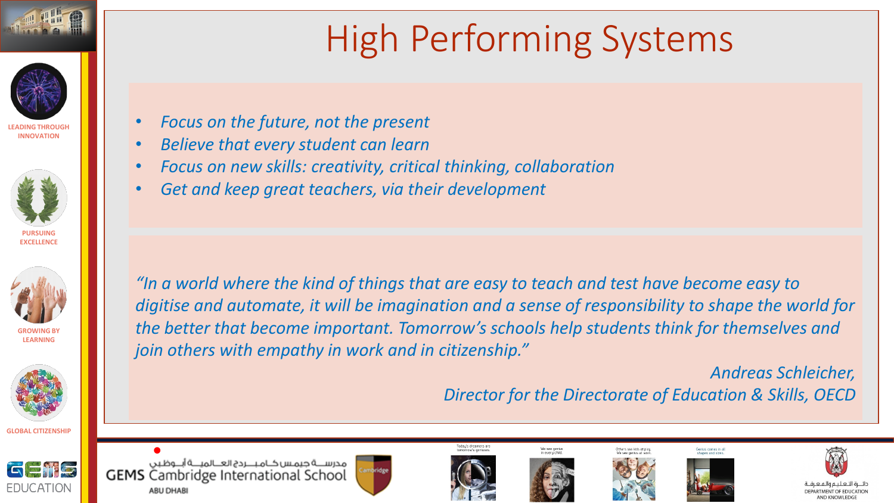# High Performing Systems

- *Focus on the future, not the present*
- *Believe that every student can learn*
- *Focus on new skills: creativity, critical thinking, collaboration*
- *Get and keep great teachers, via their development*

*"In a world where the kind of things that are easy to teach and test have become easy to digitise and automate, it will be imagination and a sense of responsibility to shape the world for the better that become important. Tomorrow's schools help students think for themselves and join others with empathy in work and in citizenship."*

*Andreas Schleicher,*
*Director for the Directorate of Education & Skills, OECD*

LEADING THROUGH INNOVATION

PURSUING EXCELLENCE

GROWING BY LEARNING

GLOBAL CITIZENSHIP

GEMS EDUCATION

مدرسة جيمس كامبردج العالمية أبوظبي
GEMS Cambridge International School
ABU DHABI

DEPARTMENT OF EDUCATION AND KNOWLEDGE